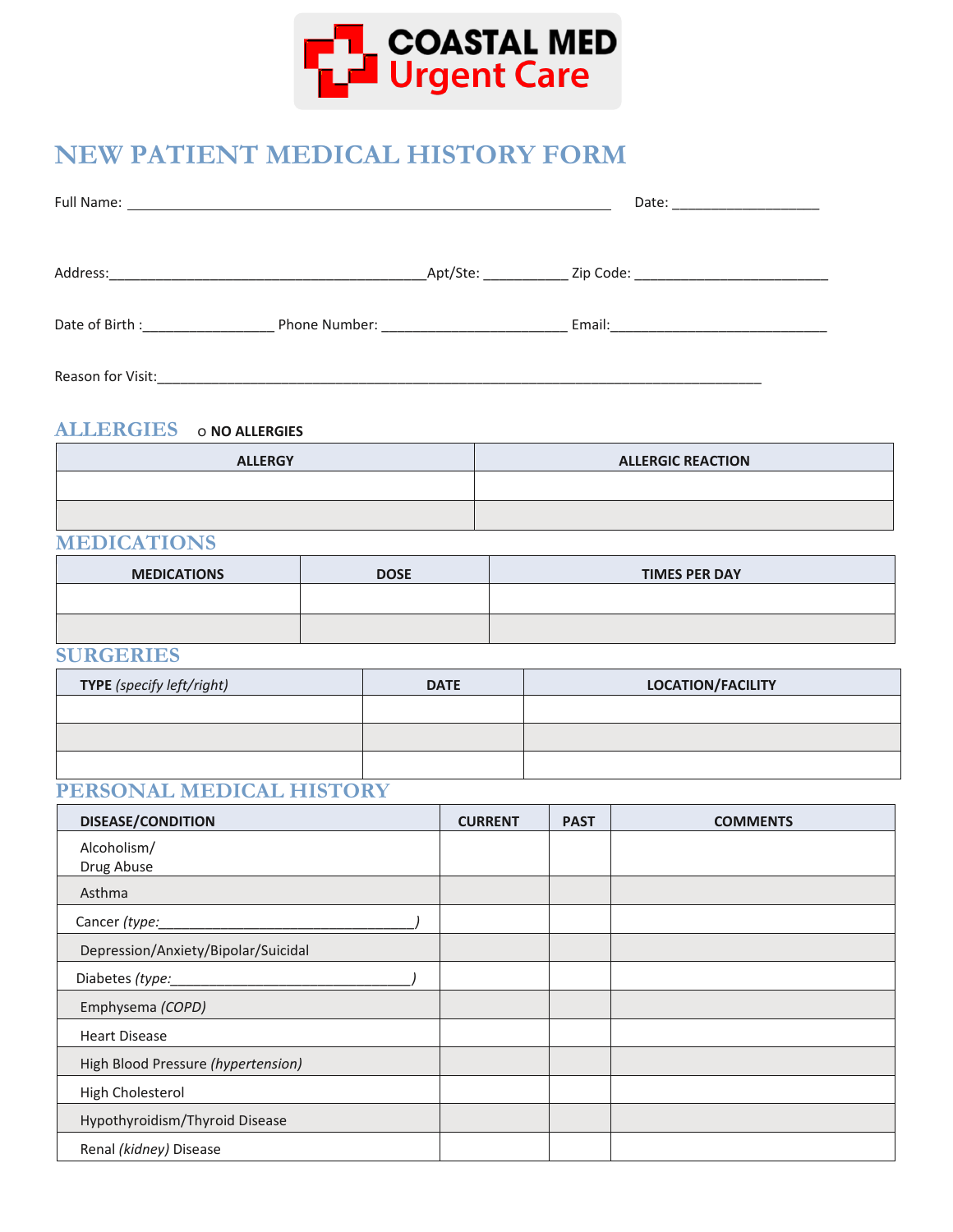**COASTAL MED**
**Urgent Care**

# NEW PATIENT MEDICAL HISTORY FORM

Full Name: ____________________________________________________________ Date: ___________________

Address:_________________________________________Apt/Ste: ___________ Zip Code: _________________________

Date of Birth :_________________ Phone Number: ________________________ Email:____________________________

Reason for Visit:_______________________________________________________________________________

## ALLERGIES

o **NO ALLERGIES**

| ALLERGY | ALLERGIC REACTION |
|---|---|
| | |
| | |

## MEDICATIONS

| MEDICATIONS | DOSE | TIMES PER DAY |
|---|---|---|
| | | |
| | | |

## SURGERIES

| TYPE *(specify left/right)* | DATE | LOCATION/FACILITY |
|---|---|---|
| | | |
| | | |
| | | |

## PERSONAL MEDICAL HISTORY

| DISEASE/CONDITION | CURRENT | PAST | COMMENTS |
|---|---|---|---|
| Alcoholism/ Drug Abuse | | | |
| Asthma | | | |
| Cancer *(type:__________________________________)* | | | |
| Depression/Anxiety/Bipolar/Suicidal | | | |
| Diabetes *(type:_______________________________)* | | | |
| Emphysema *(COPD)* | | | |
| Heart Disease | | | |
| High Blood Pressure *(hypertension)* | | | |
| High Cholesterol | | | |
| Hypothyroidism/Thyroid Disease | | | |
| Renal *(kidney)* Disease | | | |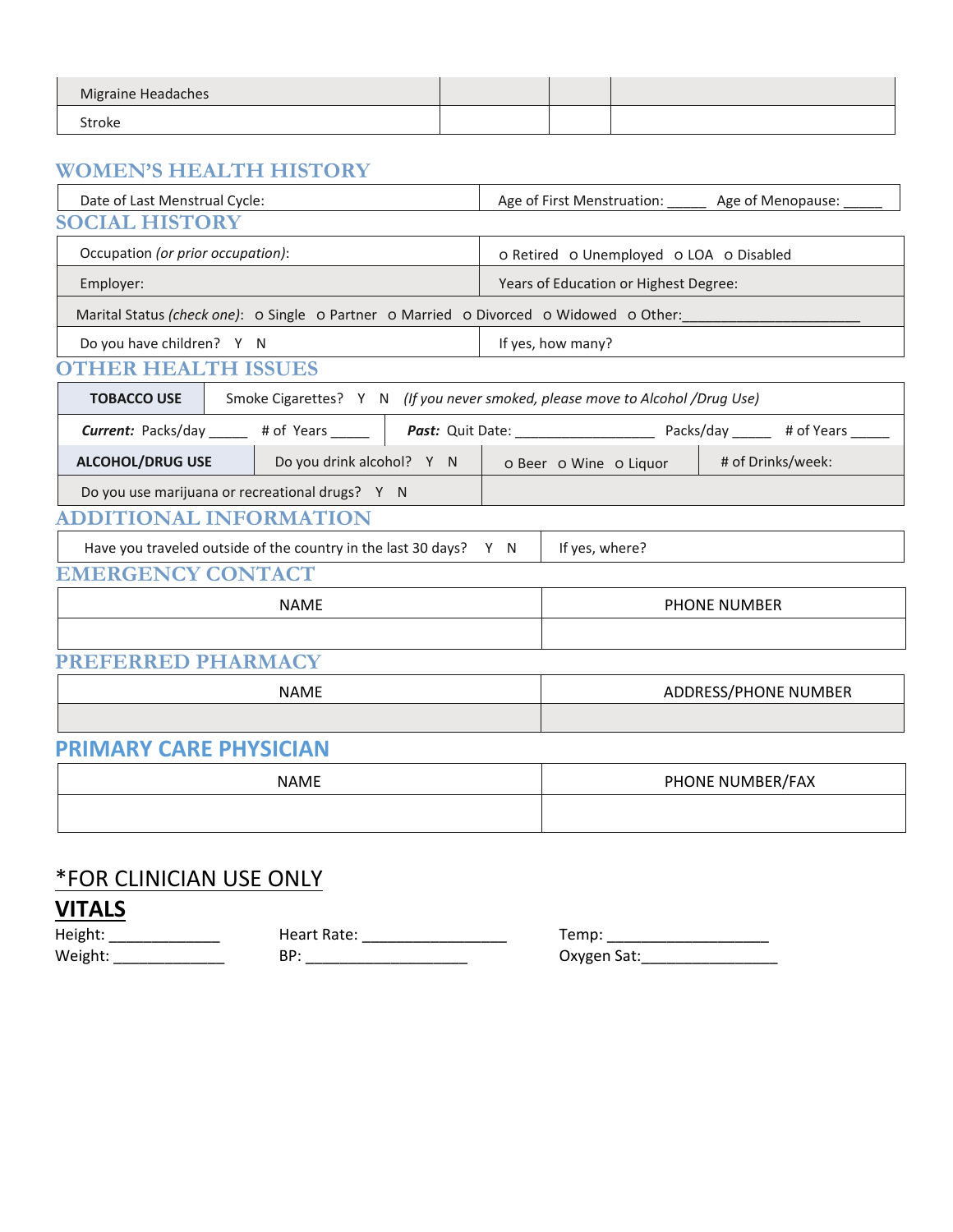| | | | |
|---|---|---|---|
| Migraine Headaches | | | |
| Stroke | | | |

## WOMEN'S HEALTH HISTORY

| | |
|---|---|
| Date of Last Menstrual Cycle: | Age of First Menstruation: _____ Age of Menopause: _____ |

## SOCIAL HISTORY

| | |
|---|---|
| Occupation *(or prior occupation)*: | o Retired o Unemployed o LOA o Disabled |
| Employer: | Years of Education or Highest Degree: |
| Marital Status *(check one)*: o Single o Partner o Married o Divorced o Widowed o Other:______________________ | |
| Do you have children? Y N | If yes, how many? |

## OTHER HEALTH ISSUES

| | | | |
|---|---|---|---|
| **TOBACCO USE** | Smoke Cigarettes? Y N *(If you never smoked, please move to Alcohol /Drug Use)* | | |
| ***Current:*** Packs/day _____ # of Years _____ | ***Past:*** Quit Date: __________________ Packs/day _____ # of Years _____ | | |
| **ALCOHOL/DRUG USE** | Do you drink alcohol? Y N | o Beer o Wine o Liquor | # of Drinks/week: |
| Do you use marijuana or recreational drugs? Y N | | | |

## ADDITIONAL INFORMATION

| | |
|---|---|
| Have you traveled outside of the country in the last 30 days? Y N | If yes, where? |

## EMERGENCY CONTACT

| NAME | PHONE NUMBER |
|---|---|
| | |

## PREFERRED PHARMACY

| NAME | ADDRESS/PHONE NUMBER |
|---|---|
| | |

## PRIMARY CARE PHYSICIAN

| NAME | PHONE NUMBER/FAX |
|---|---|
| | |

*FOR CLINICIAN USE ONLY

## VITALS

Height: _____________ Heart Rate: _________________ Temp: ___________________

Weight: _____________ BP: ___________________ Oxygen Sat:________________